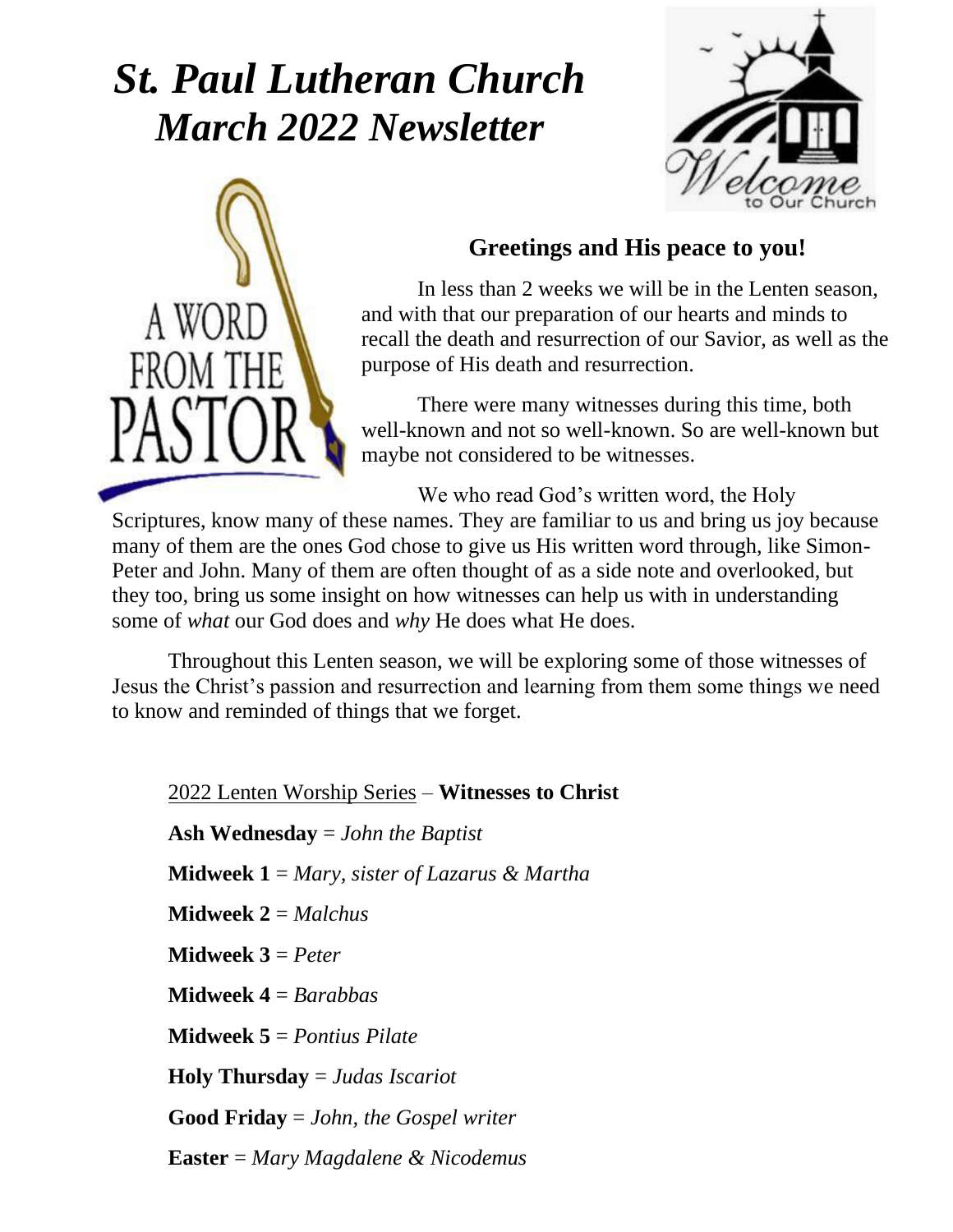# *St. Paul Lutheran Church March 2022 Newsletter*

A WORD FROM THE PASTOR

## Greetings and His peace to you!

In less than 2 weeks we will be in the Lenten season, and with that our preparation of our hearts and minds to recall the death and resurrection of our Savior, as well as the purpose of His death and resurrection.

There were many witnesses during this time, both well-known and not so well-known. So are well-known but maybe not considered to be witnesses.

We who read God's written word, the Holy Scriptures, know many of these names. They are familiar to us and bring us joy because many of them are the ones God chose to give us His written word through, like Simon-Peter and John. Many of them are often thought of as a side note and overlooked, but they too, bring us some insight on how witnesses can help us with in understanding some of *what* our God does and *why* He does what He does.

Throughout this Lenten season, we will be exploring some of those witnesses of Jesus the Christ's passion and resurrection and learning from them some things we need to know and reminded of things that we forget.

2022 Lenten Worship Series – **Witnesses to Christ**

**Ash Wednesday** = *John the Baptist*

**Midweek 1** = *Mary, sister of Lazarus & Martha*

**Midweek 2** = *Malchus*

**Midweek 3** = *Peter*

**Midweek 4** = *Barabbas*

**Midweek 5** = *Pontius Pilate*

**Holy Thursday** = *Judas Iscariot*

**Good Friday** = *John, the Gospel writer*

**Easter** = *Mary Magdalene & Nicodemus*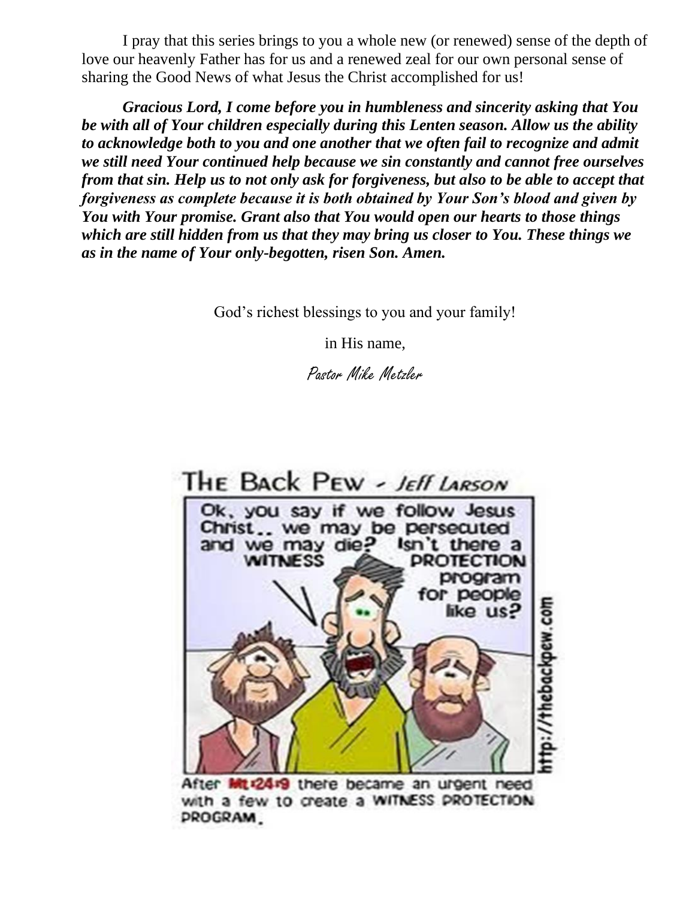I pray that this series brings to you a whole new (or renewed) sense of the depth of love our heavenly Father has for us and a renewed zeal for our own personal sense of sharing the Good News of what Jesus the Christ accomplished for us!

***Gracious Lord, I come before you in humbleness and sincerity asking that You be with all of Your children especially during this Lenten season. Allow us the ability to acknowledge both to you and one another that we often fail to recognize and admit we still need Your continued help because we sin constantly and cannot free ourselves from that sin. Help us to not only ask for forgiveness, but also to be able to accept that forgiveness as complete because it is both obtained by Your Son's blood and given by You with Your promise. Grant also that You would open our hearts to those things which are still hidden from us that they may bring us closer to You. These things we as in the name of Your only-begotten, risen Son. Amen.***

God's richest blessings to you and your family!

in His name,

Pastor Mike Metzler

THE BACK PEW - Jeff Larson

Ok, you say if we follow Jesus Christ.. we may be persecuted and we may die? Isn't there a WITNESS PROTECTION program for people like us?

http://thebackpew.com

After Mt 24:9 there became an urgent need with a few to create a WITNESS PROTECTION PROGRAM.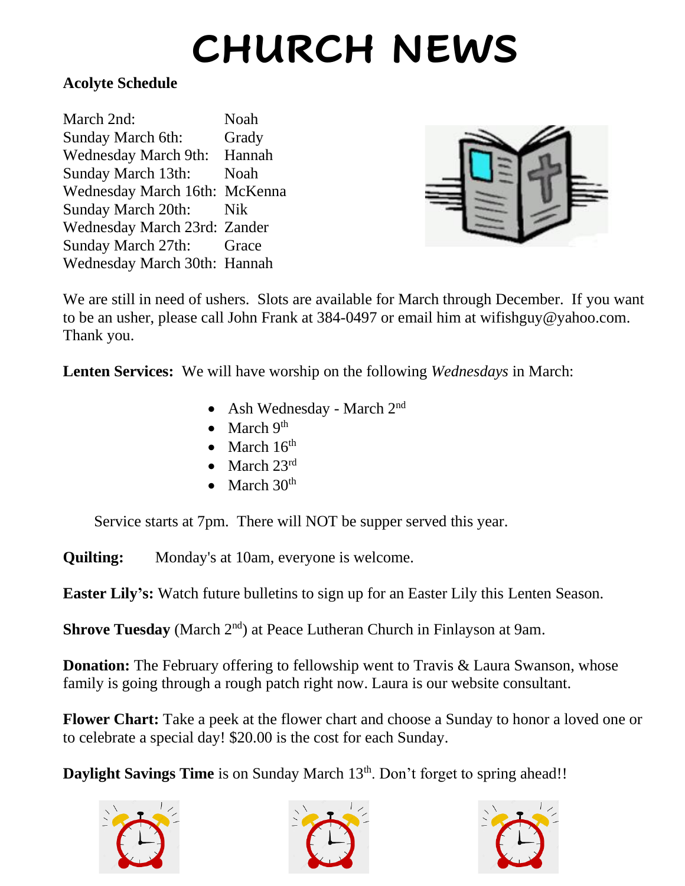# CHURCH NEWS

**Acolyte Schedule**

| | |
|---|---|
| March 2nd: | Noah |
| Sunday March 6th: | Grady |
| Wednesday March 9th: | Hannah |
| Sunday March 13th: | Noah |
| Wednesday March 16th: | McKenna |
| Sunday March 20th: | Nik |
| Wednesday March 23rd: | Zander |
| Sunday March 27th: | Grace |
| Wednesday March 30th: | Hannah |

We are still in need of ushers. Slots are available for March through December. If you want to be an usher, please call John Frank at 384-0497 or email him at wifishguy@yahoo.com. Thank you.

**Lenten Services:** We will have worship on the following *Wednesdays* in March:

- Ash Wednesday - March 2nd
- March 9th
- March 16th
- March 23rd
- March 30th

Service starts at 7pm. There will NOT be supper served this year.

**Quilting:** Monday's at 10am, everyone is welcome.

**Easter Lily's:** Watch future bulletins to sign up for an Easter Lily this Lenten Season.

**Shrove Tuesday** (March 2nd) at Peace Lutheran Church in Finlayson at 9am.

**Donation:** The February offering to fellowship went to Travis & Laura Swanson, whose family is going through a rough patch right now. Laura is our website consultant.

**Flower Chart:** Take a peek at the flower chart and choose a Sunday to honor a loved one or to celebrate a special day! $20.00 is the cost for each Sunday.

**Daylight Savings Time** is on Sunday March 13th. Don't forget to spring ahead!!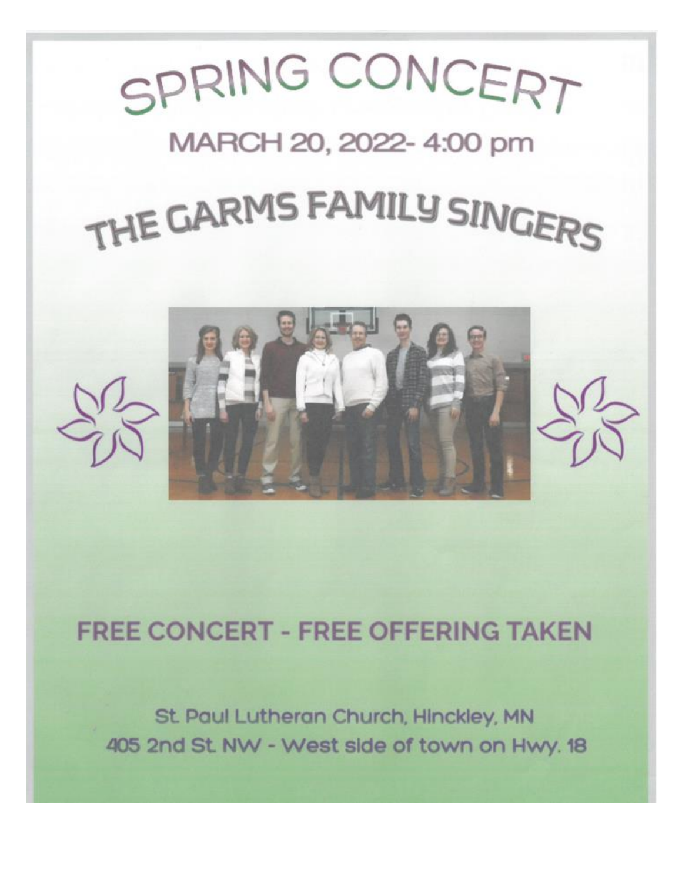# SPRING CONCERT

## MARCH 20, 2022- 4:00 pm

# THE GARMS FAMILY SINGERS

## FREE CONCERT - FREE OFFERING TAKEN

St. Paul Lutheran Church, Hinckley, MN
405 2nd St. NW - West side of town on Hwy. 18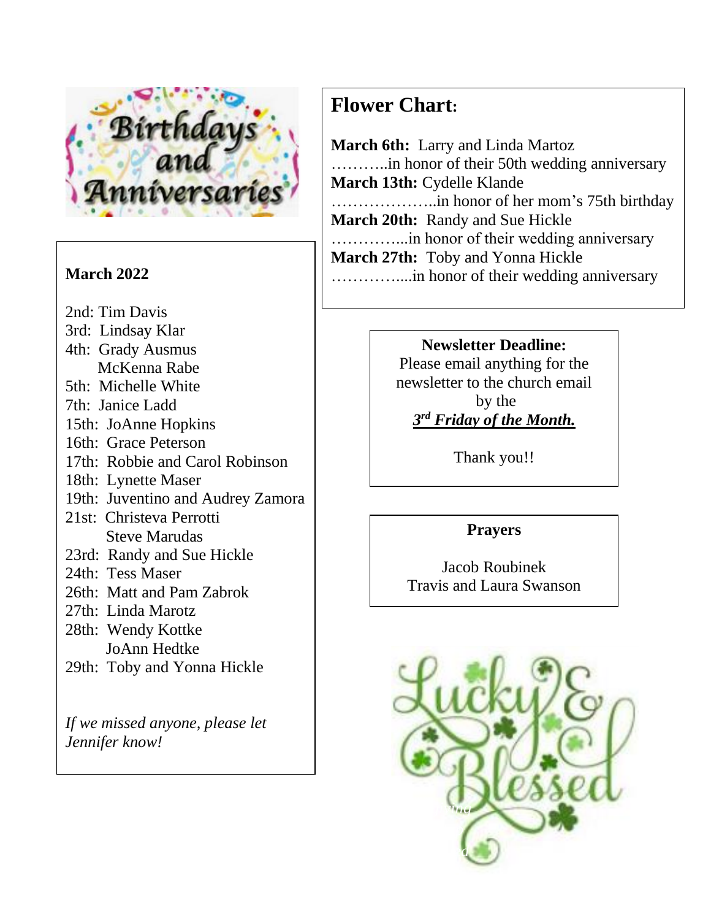## Birthdays and Anniversaries

**March 2022**

2nd: Tim Davis
3rd: Lindsay Klar
4th: Grady Ausmus
McKenna Rabe
5th: Michelle White
7th: Janice Ladd
15th: JoAnne Hopkins
16th: Grace Peterson
17th: Robbie and Carol Robinson
18th: Lynette Maser
19th: Juventino and Audrey Zamora
21st: Christeva Perrotti
Steve Marudas
23rd: Randy and Sue Hickle
24th: Tess Maser
26th: Matt and Pam Zabrok
27th: Linda Marotz
28th: Wendy Kottke
JoAnn Hedtke
29th: Toby and Yonna Hickle

*If we missed anyone, please let Jennifer know!*

## Flower Chart:

**March 6th:** Larry and Linda Martoz
………..in honor of their 50th wedding anniversary
**March 13th:** Cydelle Klande
………………..in honor of her mom's 75th birthday
**March 20th:** Randy and Sue Hickle
…………...in honor of their wedding anniversary
**March 27th:** Toby and Yonna Hickle
…………....in honor of their wedding anniversary

**Newsletter Deadline:**
Please email anything for the newsletter to the church email by the
***3rd Friday of the Month.***

Thank you!!

**Prayers**

Jacob Roubinek
Travis and Laura Swanson

Lucky & Blessed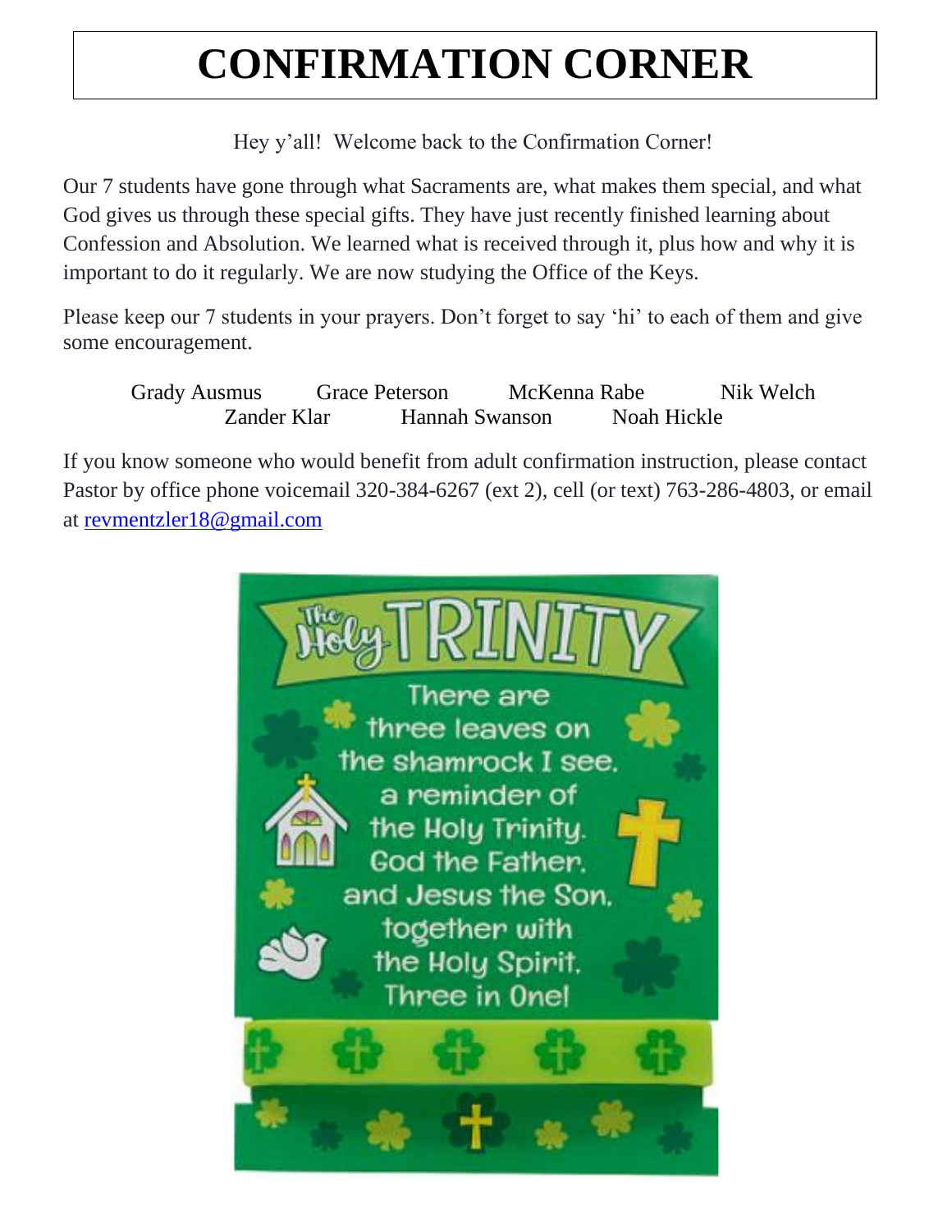# CONFIRMATION CORNER

Hey y'all! Welcome back to the Confirmation Corner!

Our 7 students have gone through what Sacraments are, what makes them special, and what God gives us through these special gifts. They have just recently finished learning about Confession and Absolution. We learned what is received through it, plus how and why it is important to do it regularly. We are now studying the Office of the Keys.

Please keep our 7 students in your prayers. Don't forget to say 'hi' to each of them and give some encouragement.

Grady Ausmus    Grace Peterson    McKenna Rabe    Nik Welch
Zander Klar    Hannah Swanson    Noah Hickle

If you know someone who would benefit from adult confirmation instruction, please contact Pastor by office phone voicemail 320-384-6267 (ext 2), cell (or text) 763-286-4803, or email at revmentzler18@gmail.com

The Holy TRINITY

There are three leaves on the shamrock I see, a reminder of the Holy Trinity. God the Father, and Jesus the Son, together with the Holy Spirit, Three in One!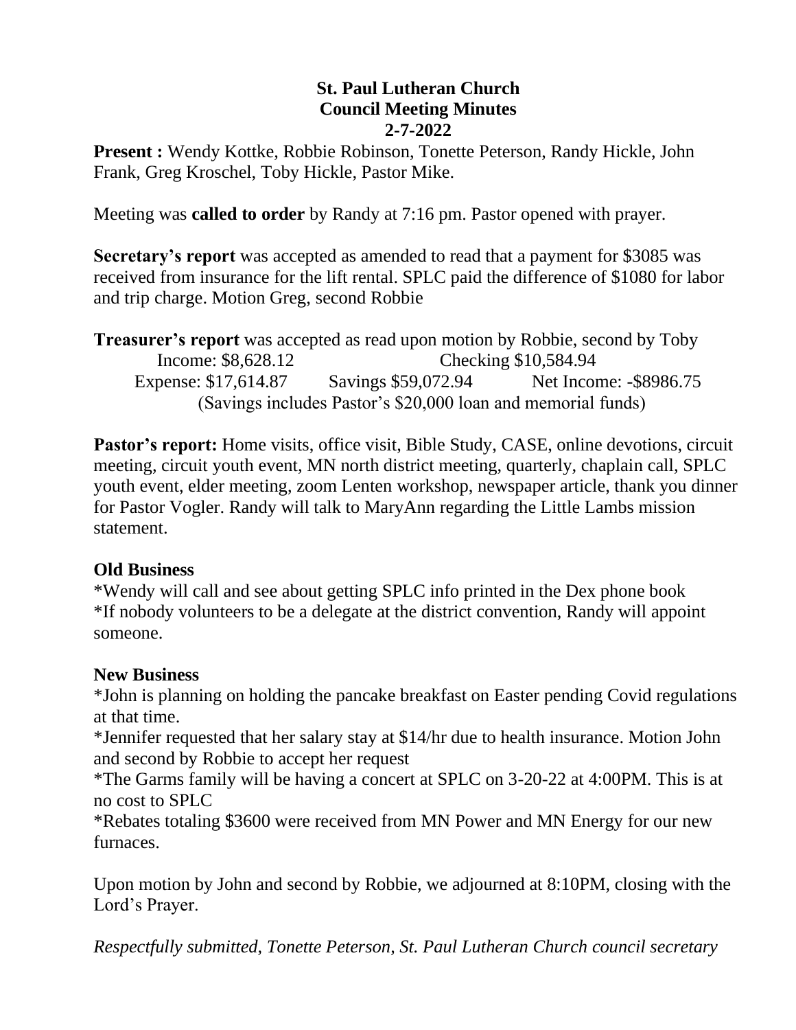**St. Paul Lutheran Church**
**Council Meeting Minutes**
**2-7-2022**

**Present :** Wendy Kottke, Robbie Robinson, Tonette Peterson, Randy Hickle, John Frank, Greg Kroschel, Toby Hickle, Pastor Mike.

Meeting was **called to order** by Randy at 7:16 pm. Pastor opened with prayer.

**Secretary's report** was accepted as amended to read that a payment for $3085 was received from insurance for the lift rental. SPLC paid the difference of $1080 for labor and trip charge. Motion Greg, second Robbie

**Treasurer's report** was accepted as read upon motion by Robbie, second by Toby

Income: $8,628.12 &nbsp;&nbsp;&nbsp; Checking $10,584.94

Expense: $17,614.87 &nbsp;&nbsp;&nbsp; Savings $59,072.94 &nbsp;&nbsp;&nbsp; Net Income: -$8986.75

(Savings includes Pastor's $20,000 loan and memorial funds)

**Pastor's report:** Home visits, office visit, Bible Study, CASE, online devotions, circuit meeting, circuit youth event, MN north district meeting, quarterly, chaplain call, SPLC youth event, elder meeting, zoom Lenten workshop, newspaper article, thank you dinner for Pastor Vogler. Randy will talk to MaryAnn regarding the Little Lambs mission statement.

**Old Business**

*Wendy will call and see about getting SPLC info printed in the Dex phone book
*If nobody volunteers to be a delegate at the district convention, Randy will appoint someone.

**New Business**

*John is planning on holding the pancake breakfast on Easter pending Covid regulations at that time.
*Jennifer requested that her salary stay at $14/hr due to health insurance. Motion John and second by Robbie to accept her request
*The Garms family will be having a concert at SPLC on 3-20-22 at 4:00PM. This is at no cost to SPLC
*Rebates totaling $3600 were received from MN Power and MN Energy for our new furnaces.

Upon motion by John and second by Robbie, we adjourned at 8:10PM, closing with the Lord's Prayer.

*Respectfully submitted, Tonette Peterson, St. Paul Lutheran Church council secretary*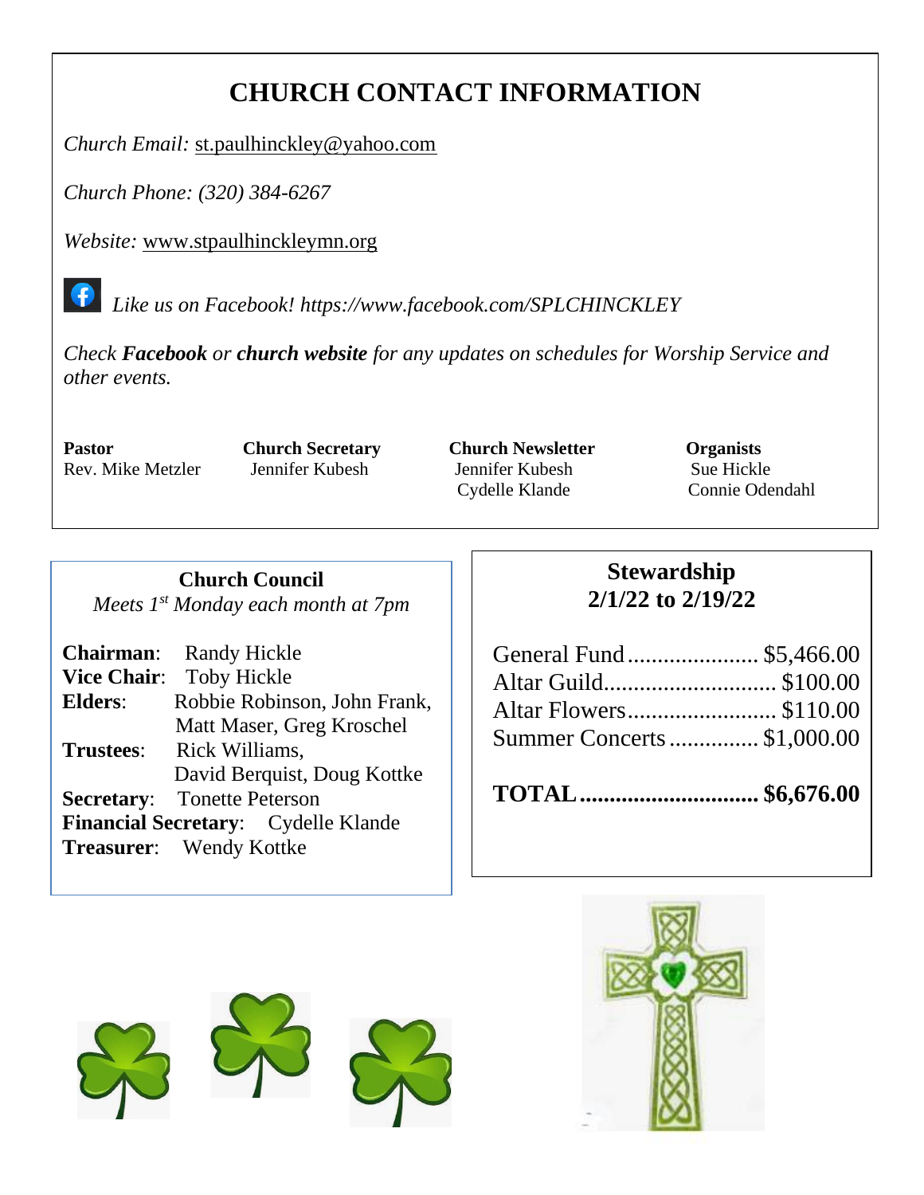# CHURCH CONTACT INFORMATION

*Church Email:* st.paulhinckley@yahoo.com

*Church Phone: (320) 384-6267*

*Website:* www.stpaulhinckleymn.org

*Like us on Facebook! https://www.facebook.com/SPLCHINCKLEY*

*Check **Facebook** or **church website** for any updates on schedules for Worship Service and other events.*

**Pastor**
Rev. Mike Metzler

**Church Secretary**
Jennifer Kubesh

**Church Newsletter**
Jennifer Kubesh
Cydelle Klande

**Organists**
Sue Hickle
Connie Odendahl

## Church Council

*Meets 1st Monday each month at 7pm*

**Chairman**: Randy Hickle
**Vice Chair**: Toby Hickle
**Elders**: Robbie Robinson, John Frank, Matt Maser, Greg Kroschel
**Trustees**: Rick Williams, David Berquist, Doug Kottke
**Secretary**: Tonette Peterson
**Financial Secretary**: Cydelle Klande
**Treasurer**: Wendy Kottke

## Stewardship 2/1/22 to 2/19/22

| | |
|---|---|
| General Fund | $5,466.00 |
| Altar Guild | $100.00 |
| Altar Flowers | $110.00 |
| Summer Concerts | $1,000.00 |
| **TOTAL** | **$6,676.00** |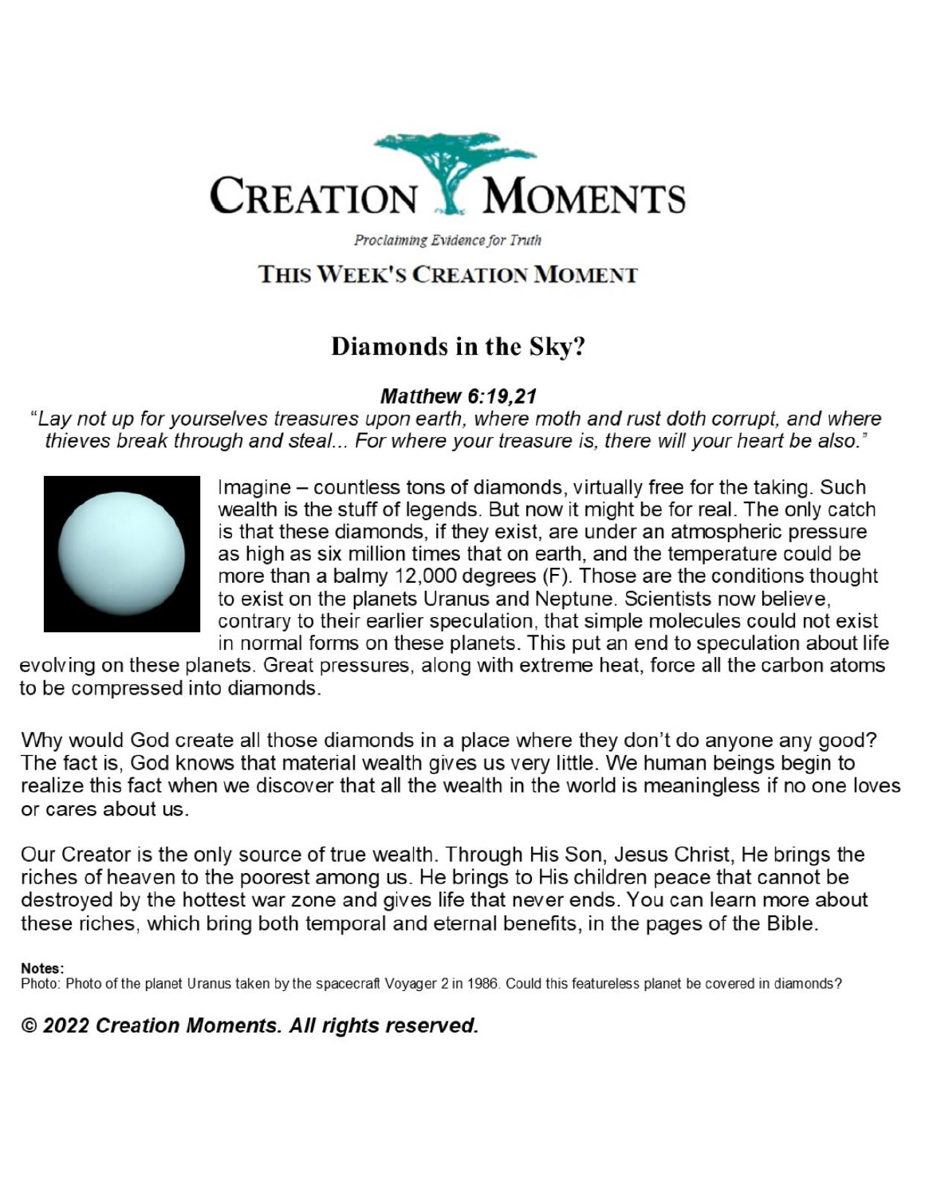# CREATION MOMENTS

*Proclaiming Evidence for Truth*

## THIS WEEK'S CREATION MOMENT

## Diamonds in the Sky?

***Matthew 6:19,21***

*"Lay not up for yourselves treasures upon earth, where moth and rust doth corrupt, and where thieves break through and steal... For where your treasure is, there will your heart be also."*

Imagine – countless tons of diamonds, virtually free for the taking. Such wealth is the stuff of legends. But now it might be for real. The only catch is that these diamonds, if they exist, are under an atmospheric pressure as high as six million times that on earth, and the temperature could be more than a balmy 12,000 degrees (F). Those are the conditions thought to exist on the planets Uranus and Neptune. Scientists now believe, contrary to their earlier speculation, that simple molecules could not exist in normal forms on these planets. This put an end to speculation about life evolving on these planets. Great pressures, along with extreme heat, force all the carbon atoms to be compressed into diamonds.

Why would God create all those diamonds in a place where they don't do anyone any good? The fact is, God knows that material wealth gives us very little. We human beings begin to realize this fact when we discover that all the wealth in the world is meaningless if no one loves or cares about us.

Our Creator is the only source of true wealth. Through His Son, Jesus Christ, He brings the riches of heaven to the poorest among us. He brings to His children peace that cannot be destroyed by the hottest war zone and gives life that never ends. You can learn more about these riches, which bring both temporal and eternal benefits, in the pages of the Bible.

**Notes:**
Photo: Photo of the planet Uranus taken by the spacecraft Voyager 2 in 1986. Could this featureless planet be covered in diamonds?

***© 2022 Creation Moments. All rights reserved.***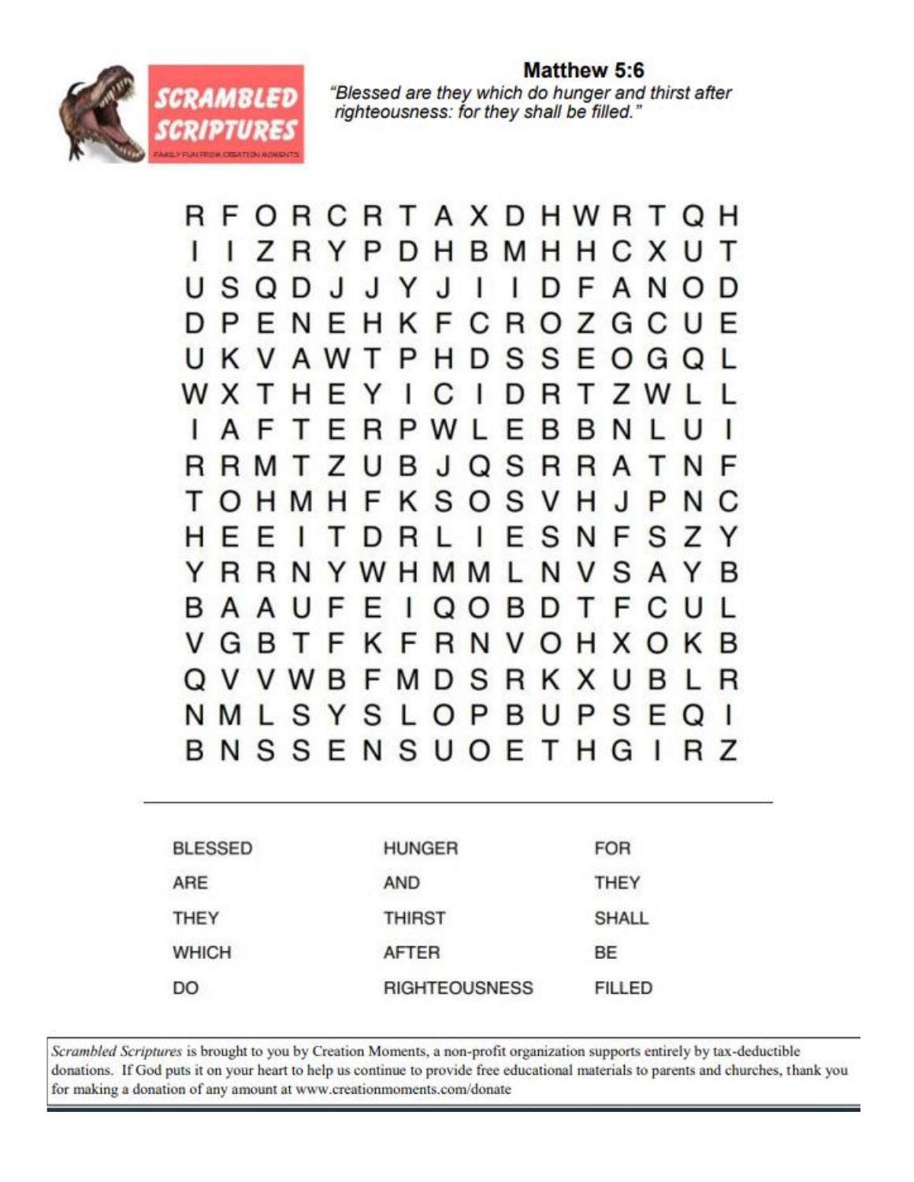# Matthew 5:6

*"Blessed are they which do hunger and thirst after righteousness: for they shall be filled."*

SCRAMBLED SCRIPTURES

FAMILY FUN FROM CREATION MOMENTS

```
R F O R C R T A X D H W R T Q H
I I Z R Y P D H B M H H C X U T
U S Q D J J Y J I I D F A N O D
D P E N E H K F C R O Z G C U E
U K V A W T P H D S S E O G Q L
W X T H E Y I C I D R T Z W L L
I A F T E R P W L E B B N L U I
R R M T Z U B J Q S R R A T N F
T O H M H F K S O S V H J P N C
H E E I T D R L I E S N F S Z Y
Y R R N Y W H M M L N V S A Y B
B A A U F E I Q O B D T F C U L
V G B T F K F R N V O H X O K B
Q V V W B F M D S R K X U B L R
N M L S Y S L O P B U P S E Q I
B N S S E N S U O E T H G I R Z
```

| | | |
|---|---|---|
| BLESSED | HUNGER | FOR |
| ARE | AND | THEY |
| THEY | THIRST | SHALL |
| WHICH | AFTER | BE |
| DO | RIGHTEOUSNESS | FILLED |

*Scrambled Scriptures* is brought to you by Creation Moments, a non-profit organization supports entirely by tax-deductible donations. If God puts it on your heart to help us continue to provide free educational materials to parents and churches, thank you for making a donation of any amount at www.creationmoments.com/donate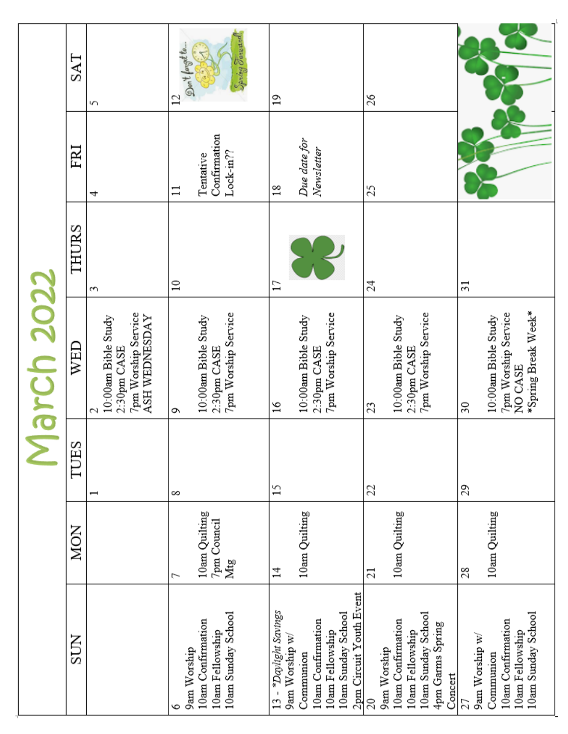# March 2022

| SUN | MON | TUES | WED | THURS | FRI | SAT |
|---|---|---|---|---|---|---|
| | | 1 | 2<br>10:00am Bible Study<br>2:30pm CASE<br>7pm Worship Service<br>ASH WEDNESDAY | 3 | 4 | 5 |
| 6<br>9am Worship<br>10am Confirmation<br>10am Fellowship<br>10am Sunday School | 7<br>10am Quilting<br>7pm Council Mtg | 8 | 9<br>10:00am Bible Study<br>2:30pm CASE<br>7pm Worship Service | 10 | 11<br>Tentative Confirmation Lock-in?? | 12 |
| 13 - *Daylight Savings*<br>9am Worship w/ Communion<br>10am Confirmation<br>10am Fellowship<br>10am Sunday School<br>2pm Circuit Youth Event | 14<br>10am Quilting | 15 | 16<br>10:00am Bible Study<br>2:30pm CASE<br>7pm Worship Service | 17 | 18<br>*Due date for Newsletter* | 19 |
| 20<br>9am Worship<br>10am Confirmation<br>10am Fellowship<br>10am Sunday School<br>4pm Garms Spring Concert | 21<br>10am Quilting | 22 | 23<br>10:00am Bible Study<br>2:30pm CASE<br>7pm Worship Service | 24 | 25 | 26 |
| 27<br>9am Worship w/ Communion<br>10am Confirmation<br>10am Fellowship<br>10am Sunday School | 28<br>10am Quilting | 29 | 30<br>10:00am Bible Study<br>7pm Worship Service<br>NO CASE<br>*Spring Break Week* | 31 | | |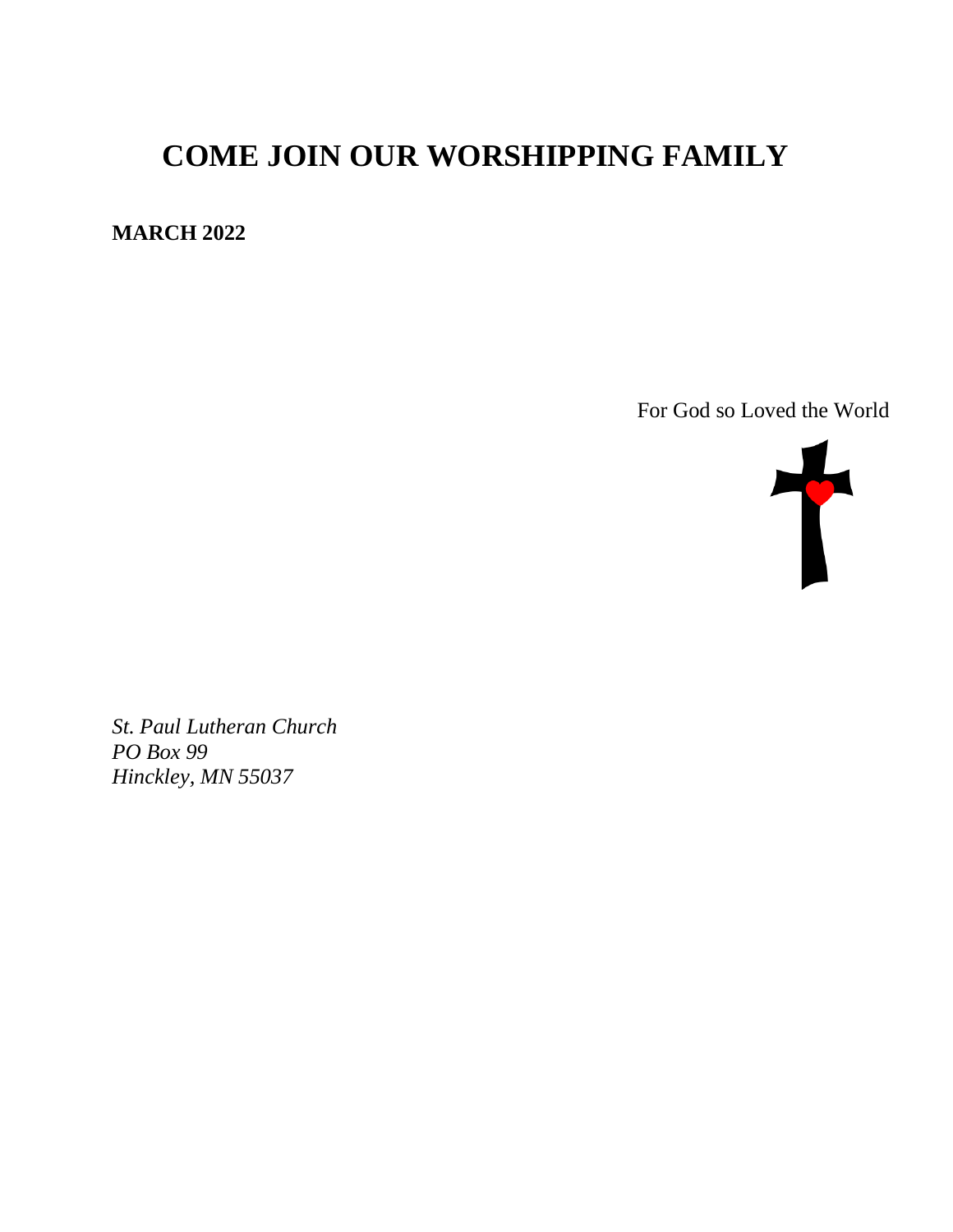# COME JOIN OUR WORSHIPPING FAMILY

**MARCH 2022**

For God so Loved the World

*St. Paul Lutheran Church*
*PO Box 99*
*Hinckley, MN 55037*